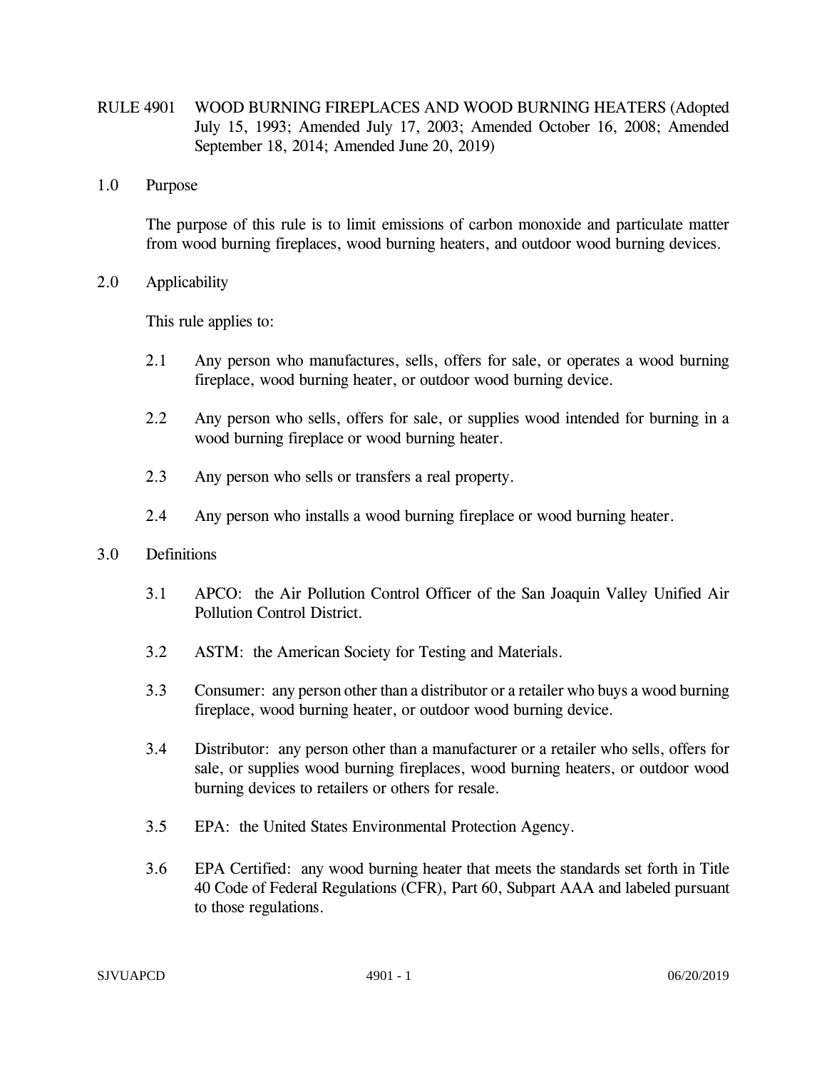# RULE 4901 WOOD BURNING FIREPLACES AND WOOD BURNING HEATERS (Adopted July 15, 1993; Amended July 17, 2003; Amended October 16, 2008; Amended September 18, 2014; Amended June 20, 2019)

## 1.0 Purpose

The purpose of this rule is to limit emissions of carbon monoxide and particulate matter from wood burning fireplaces, wood burning heaters, and outdoor wood burning devices.

## 2.0 Applicability

This rule applies to:

2.1 Any person who manufactures, sells, offers for sale, or operates a wood burning fireplace, wood burning heater, or outdoor wood burning device.

2.2 Any person who sells, offers for sale, or supplies wood intended for burning in a wood burning fireplace or wood burning heater.

2.3 Any person who sells or transfers a real property.

2.4 Any person who installs a wood burning fireplace or wood burning heater.

## 3.0 Definitions

3.1 APCO: the Air Pollution Control Officer of the San Joaquin Valley Unified Air Pollution Control District.

3.2 ASTM: the American Society for Testing and Materials.

3.3 Consumer: any person other than a distributor or a retailer who buys a wood burning fireplace, wood burning heater, or outdoor wood burning device.

3.4 Distributor: any person other than a manufacturer or a retailer who sells, offers for sale, or supplies wood burning fireplaces, wood burning heaters, or outdoor wood burning devices to retailers or others for resale.

3.5 EPA: the United States Environmental Protection Agency.

3.6 EPA Certified: any wood burning heater that meets the standards set forth in Title 40 Code of Federal Regulations (CFR), Part 60, Subpart AAA and labeled pursuant to those regulations.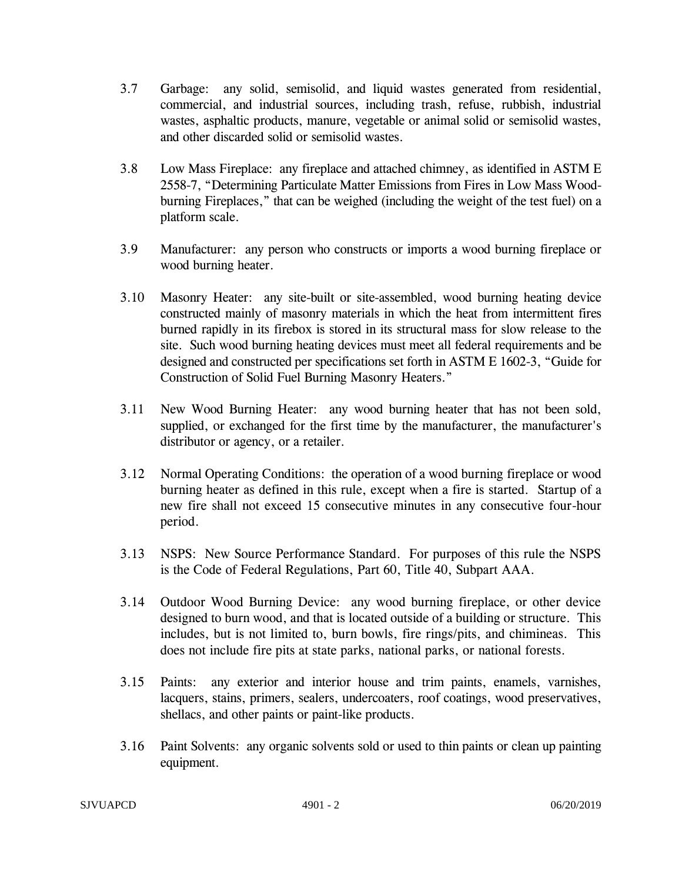3.7 Garbage: any solid, semisolid, and liquid wastes generated from residential, commercial, and industrial sources, including trash, refuse, rubbish, industrial wastes, asphaltic products, manure, vegetable or animal solid or semisolid wastes, and other discarded solid or semisolid wastes.

3.8 Low Mass Fireplace: any fireplace and attached chimney, as identified in ASTM E 2558-7, "Determining Particulate Matter Emissions from Fires in Low Mass Wood-burning Fireplaces," that can be weighed (including the weight of the test fuel) on a platform scale.

3.9 Manufacturer: any person who constructs or imports a wood burning fireplace or wood burning heater.

3.10 Masonry Heater: any site-built or site-assembled, wood burning heating device constructed mainly of masonry materials in which the heat from intermittent fires burned rapidly in its firebox is stored in its structural mass for slow release to the site. Such wood burning heating devices must meet all federal requirements and be designed and constructed per specifications set forth in ASTM E 1602-3, "Guide for Construction of Solid Fuel Burning Masonry Heaters."

3.11 New Wood Burning Heater: any wood burning heater that has not been sold, supplied, or exchanged for the first time by the manufacturer, the manufacturer's distributor or agency, or a retailer.

3.12 Normal Operating Conditions: the operation of a wood burning fireplace or wood burning heater as defined in this rule, except when a fire is started. Startup of a new fire shall not exceed 15 consecutive minutes in any consecutive four-hour period.

3.13 NSPS: New Source Performance Standard. For purposes of this rule the NSPS is the Code of Federal Regulations, Part 60, Title 40, Subpart AAA.

3.14 Outdoor Wood Burning Device: any wood burning fireplace, or other device designed to burn wood, and that is located outside of a building or structure. This includes, but is not limited to, burn bowls, fire rings/pits, and chimineas. This does not include fire pits at state parks, national parks, or national forests.

3.15 Paints: any exterior and interior house and trim paints, enamels, varnishes, lacquers, stains, primers, sealers, undercoaters, roof coatings, wood preservatives, shellacs, and other paints or paint-like products.

3.16 Paint Solvents: any organic solvents sold or used to thin paints or clean up painting equipment.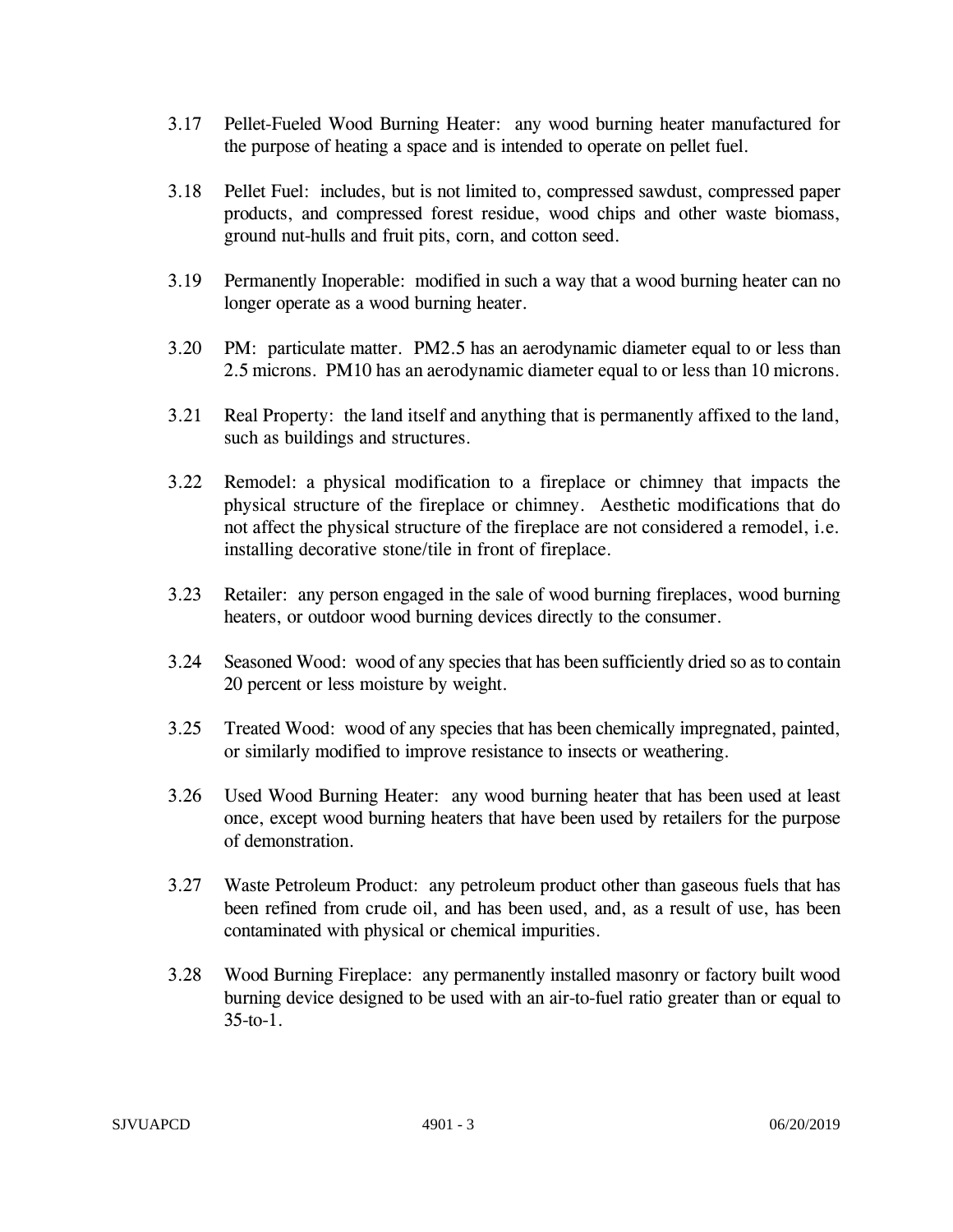3.17 Pellet-Fueled Wood Burning Heater: any wood burning heater manufactured for the purpose of heating a space and is intended to operate on pellet fuel.

3.18 Pellet Fuel: includes, but is not limited to, compressed sawdust, compressed paper products, and compressed forest residue, wood chips and other waste biomass, ground nut-hulls and fruit pits, corn, and cotton seed.

3.19 Permanently Inoperable: modified in such a way that a wood burning heater can no longer operate as a wood burning heater.

3.20 PM: particulate matter. PM2.5 has an aerodynamic diameter equal to or less than 2.5 microns. PM10 has an aerodynamic diameter equal to or less than 10 microns.

3.21 Real Property: the land itself and anything that is permanently affixed to the land, such as buildings and structures.

3.22 Remodel: a physical modification to a fireplace or chimney that impacts the physical structure of the fireplace or chimney. Aesthetic modifications that do not affect the physical structure of the fireplace are not considered a remodel, i.e. installing decorative stone/tile in front of fireplace.

3.23 Retailer: any person engaged in the sale of wood burning fireplaces, wood burning heaters, or outdoor wood burning devices directly to the consumer.

3.24 Seasoned Wood: wood of any species that has been sufficiently dried so as to contain 20 percent or less moisture by weight.

3.25 Treated Wood: wood of any species that has been chemically impregnated, painted, or similarly modified to improve resistance to insects or weathering.

3.26 Used Wood Burning Heater: any wood burning heater that has been used at least once, except wood burning heaters that have been used by retailers for the purpose of demonstration.

3.27 Waste Petroleum Product: any petroleum product other than gaseous fuels that has been refined from crude oil, and has been used, and, as a result of use, has been contaminated with physical or chemical impurities.

3.28 Wood Burning Fireplace: any permanently installed masonry or factory built wood burning device designed to be used with an air-to-fuel ratio greater than or equal to 35-to-1.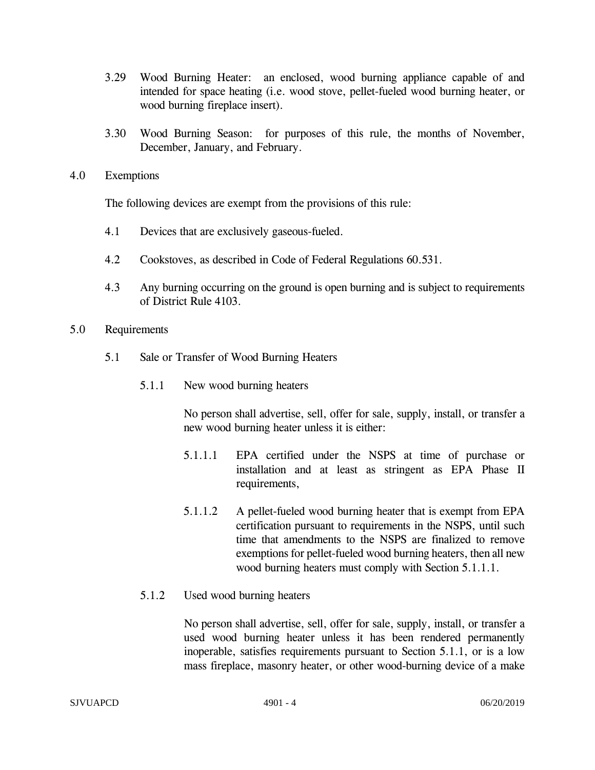3.29 Wood Burning Heater: an enclosed, wood burning appliance capable of and intended for space heating (i.e. wood stove, pellet-fueled wood burning heater, or wood burning fireplace insert).

3.30 Wood Burning Season: for purposes of this rule, the months of November, December, January, and February.

## 4.0 Exemptions

The following devices are exempt from the provisions of this rule:

4.1 Devices that are exclusively gaseous-fueled.

4.2 Cookstoves, as described in Code of Federal Regulations 60.531.

4.3 Any burning occurring on the ground is open burning and is subject to requirements of District Rule 4103.

## 5.0 Requirements

### 5.1 Sale or Transfer of Wood Burning Heaters

#### 5.1.1 New wood burning heaters

No person shall advertise, sell, offer for sale, supply, install, or transfer a new wood burning heater unless it is either:

5.1.1.1 EPA certified under the NSPS at time of purchase or installation and at least as stringent as EPA Phase II requirements,

5.1.1.2 A pellet-fueled wood burning heater that is exempt from EPA certification pursuant to requirements in the NSPS, until such time that amendments to the NSPS are finalized to remove exemptions for pellet-fueled wood burning heaters, then all new wood burning heaters must comply with Section 5.1.1.1.

#### 5.1.2 Used wood burning heaters

No person shall advertise, sell, offer for sale, supply, install, or transfer a used wood burning heater unless it has been rendered permanently inoperable, satisfies requirements pursuant to Section 5.1.1, or is a low mass fireplace, masonry heater, or other wood-burning device of a make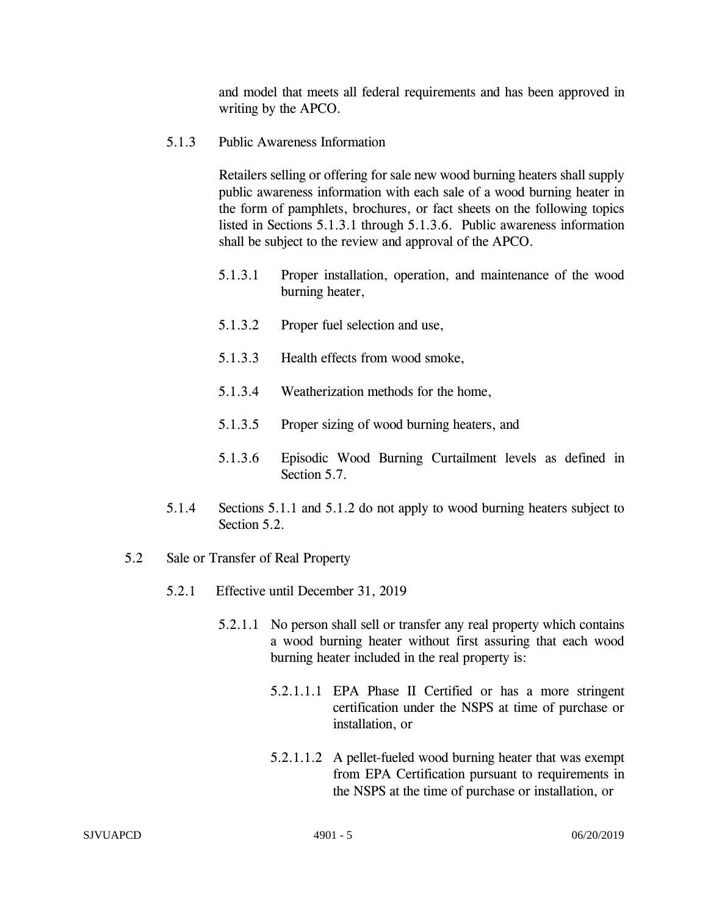and model that meets all federal requirements and has been approved in writing by the APCO.

5.1.3 Public Awareness Information

Retailers selling or offering for sale new wood burning heaters shall supply public awareness information with each sale of a wood burning heater in the form of pamphlets, brochures, or fact sheets on the following topics listed in Sections 5.1.3.1 through 5.1.3.6. Public awareness information shall be subject to the review and approval of the APCO.

5.1.3.1 Proper installation, operation, and maintenance of the wood burning heater,

5.1.3.2 Proper fuel selection and use,

5.1.3.3 Health effects from wood smoke,

5.1.3.4 Weatherization methods for the home,

5.1.3.5 Proper sizing of wood burning heaters, and

5.1.3.6 Episodic Wood Burning Curtailment levels as defined in Section 5.7.

5.1.4 Sections 5.1.1 and 5.1.2 do not apply to wood burning heaters subject to Section 5.2.

5.2 Sale or Transfer of Real Property

5.2.1 Effective until December 31, 2019

5.2.1.1 No person shall sell or transfer any real property which contains a wood burning heater without first assuring that each wood burning heater included in the real property is:

5.2.1.1.1 EPA Phase II Certified or has a more stringent certification under the NSPS at time of purchase or installation, or

5.2.1.1.2 A pellet-fueled wood burning heater that was exempt from EPA Certification pursuant to requirements in the NSPS at the time of purchase or installation, or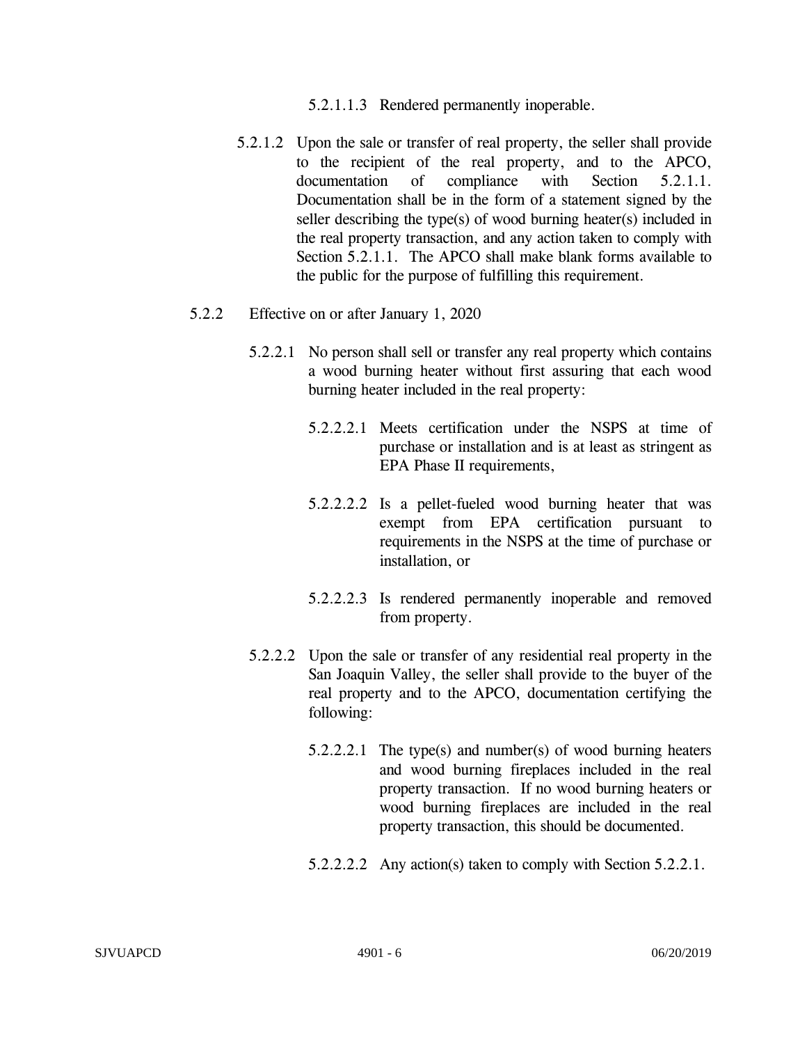5.2.1.1.3 Rendered permanently inoperable.

5.2.1.2 Upon the sale or transfer of real property, the seller shall provide to the recipient of the real property, and to the APCO, documentation of compliance with Section 5.2.1.1. Documentation shall be in the form of a statement signed by the seller describing the type(s) of wood burning heater(s) included in the real property transaction, and any action taken to comply with Section 5.2.1.1. The APCO shall make blank forms available to the public for the purpose of fulfilling this requirement.

5.2.2 Effective on or after January 1, 2020

5.2.2.1 No person shall sell or transfer any real property which contains a wood burning heater without first assuring that each wood burning heater included in the real property:

5.2.2.2.1 Meets certification under the NSPS at time of purchase or installation and is at least as stringent as EPA Phase II requirements,

5.2.2.2.2 Is a pellet-fueled wood burning heater that was exempt from EPA certification pursuant to requirements in the NSPS at the time of purchase or installation, or

5.2.2.2.3 Is rendered permanently inoperable and removed from property.

5.2.2.2 Upon the sale or transfer of any residential real property in the San Joaquin Valley, the seller shall provide to the buyer of the real property and to the APCO, documentation certifying the following:

5.2.2.2.1 The type(s) and number(s) of wood burning heaters and wood burning fireplaces included in the real property transaction. If no wood burning heaters or wood burning fireplaces are included in the real property transaction, this should be documented.

5.2.2.2.2 Any action(s) taken to comply with Section 5.2.2.1.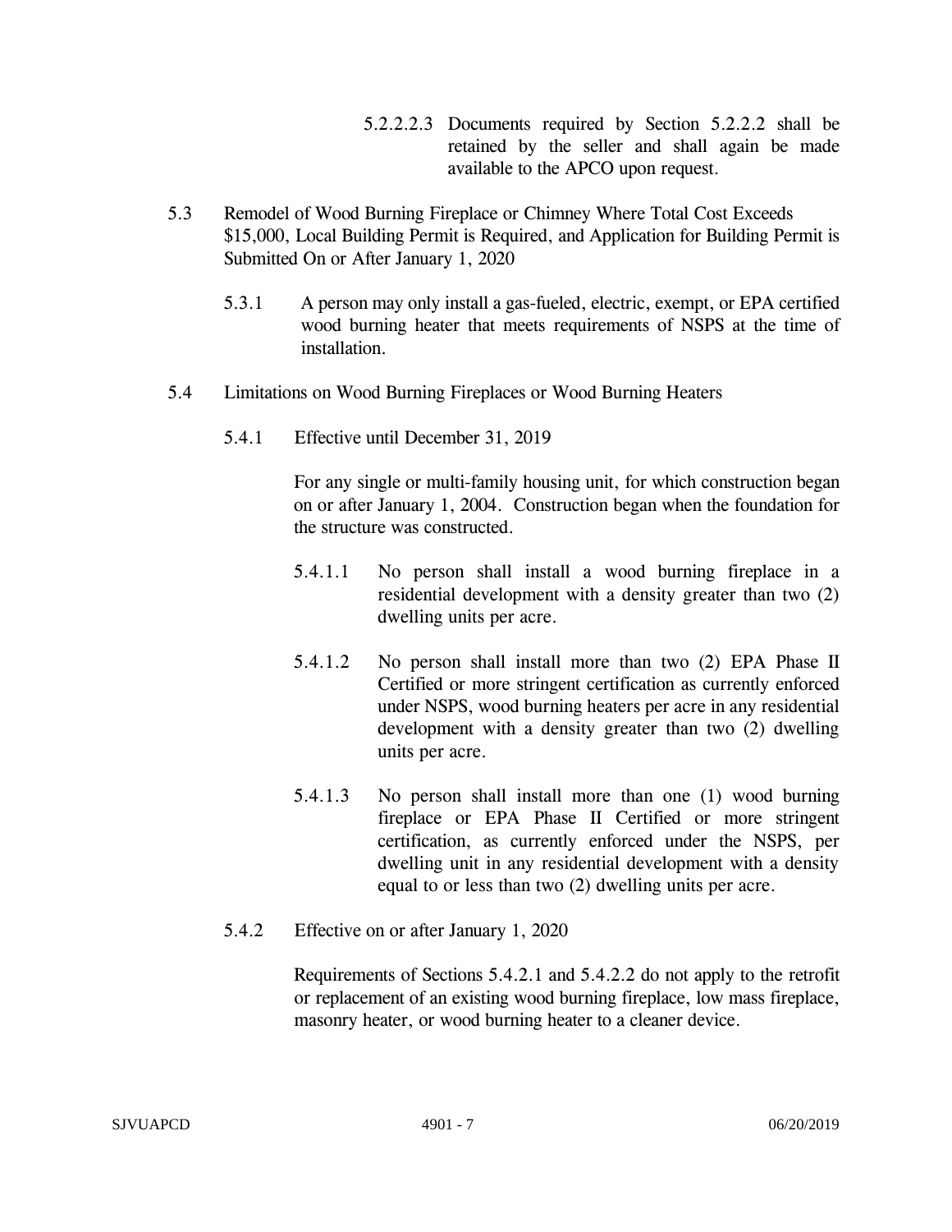5.2.2.2.3 Documents required by Section 5.2.2.2 shall be retained by the seller and shall again be made available to the APCO upon request.

5.3 Remodel of Wood Burning Fireplace or Chimney Where Total Cost Exceeds $15,000, Local Building Permit is Required, and Application for Building Permit is Submitted On or After January 1, 2020

5.3.1 A person may only install a gas-fueled, electric, exempt, or EPA certified wood burning heater that meets requirements of NSPS at the time of installation.

5.4 Limitations on Wood Burning Fireplaces or Wood Burning Heaters

5.4.1 Effective until December 31, 2019

For any single or multi-family housing unit, for which construction began on or after January 1, 2004. Construction began when the foundation for the structure was constructed.

5.4.1.1 No person shall install a wood burning fireplace in a residential development with a density greater than two (2) dwelling units per acre.

5.4.1.2 No person shall install more than two (2) EPA Phase II Certified or more stringent certification as currently enforced under NSPS, wood burning heaters per acre in any residential development with a density greater than two (2) dwelling units per acre.

5.4.1.3 No person shall install more than one (1) wood burning fireplace or EPA Phase II Certified or more stringent certification, as currently enforced under the NSPS, per dwelling unit in any residential development with a density equal to or less than two (2) dwelling units per acre.

5.4.2 Effective on or after January 1, 2020

Requirements of Sections 5.4.2.1 and 5.4.2.2 do not apply to the retrofit or replacement of an existing wood burning fireplace, low mass fireplace, masonry heater, or wood burning heater to a cleaner device.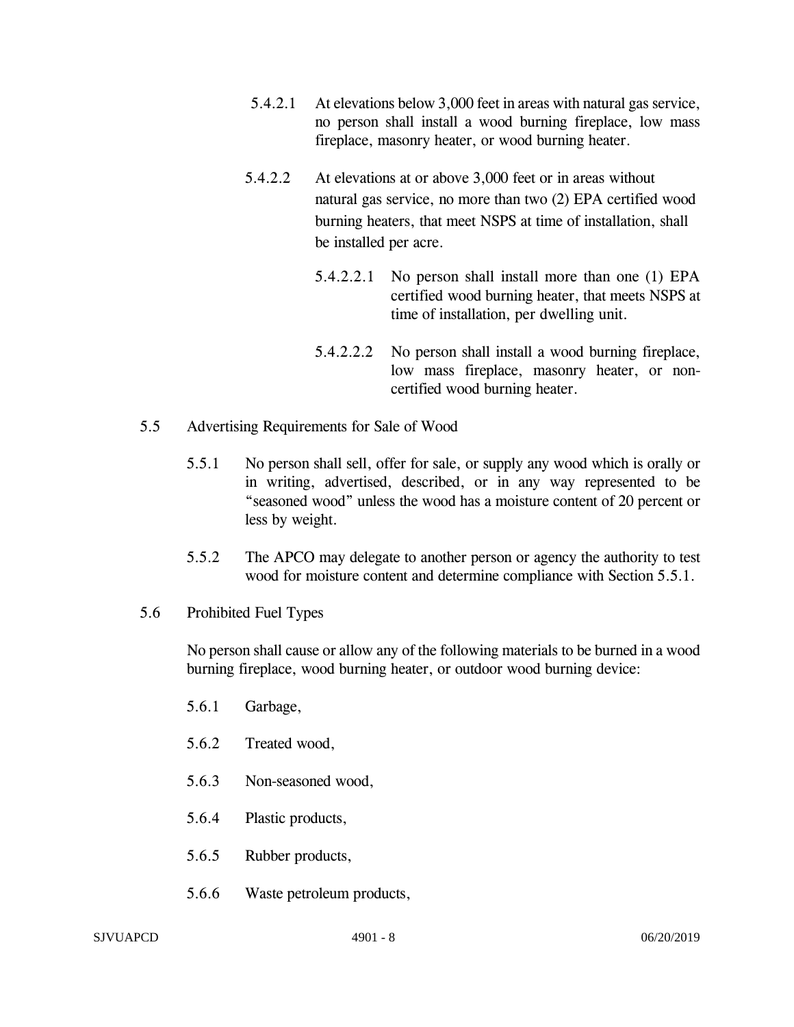5.4.2.1 At elevations below 3,000 feet in areas with natural gas service, no person shall install a wood burning fireplace, low mass fireplace, masonry heater, or wood burning heater.

5.4.2.2 At elevations at or above 3,000 feet or in areas without natural gas service, no more than two (2) EPA certified wood burning heaters, that meet NSPS at time of installation, shall be installed per acre.

5.4.2.2.1 No person shall install more than one (1) EPA certified wood burning heater, that meets NSPS at time of installation, per dwelling unit.

5.4.2.2.2 No person shall install a wood burning fireplace, low mass fireplace, masonry heater, or non-certified wood burning heater.

5.5 Advertising Requirements for Sale of Wood

5.5.1 No person shall sell, offer for sale, or supply any wood which is orally or in writing, advertised, described, or in any way represented to be "seasoned wood" unless the wood has a moisture content of 20 percent or less by weight.

5.5.2 The APCO may delegate to another person or agency the authority to test wood for moisture content and determine compliance with Section 5.5.1.

5.6 Prohibited Fuel Types

No person shall cause or allow any of the following materials to be burned in a wood burning fireplace, wood burning heater, or outdoor wood burning device:

5.6.1 Garbage,

5.6.2 Treated wood,

5.6.3 Non-seasoned wood,

5.6.4 Plastic products,

5.6.5 Rubber products,

5.6.6 Waste petroleum products,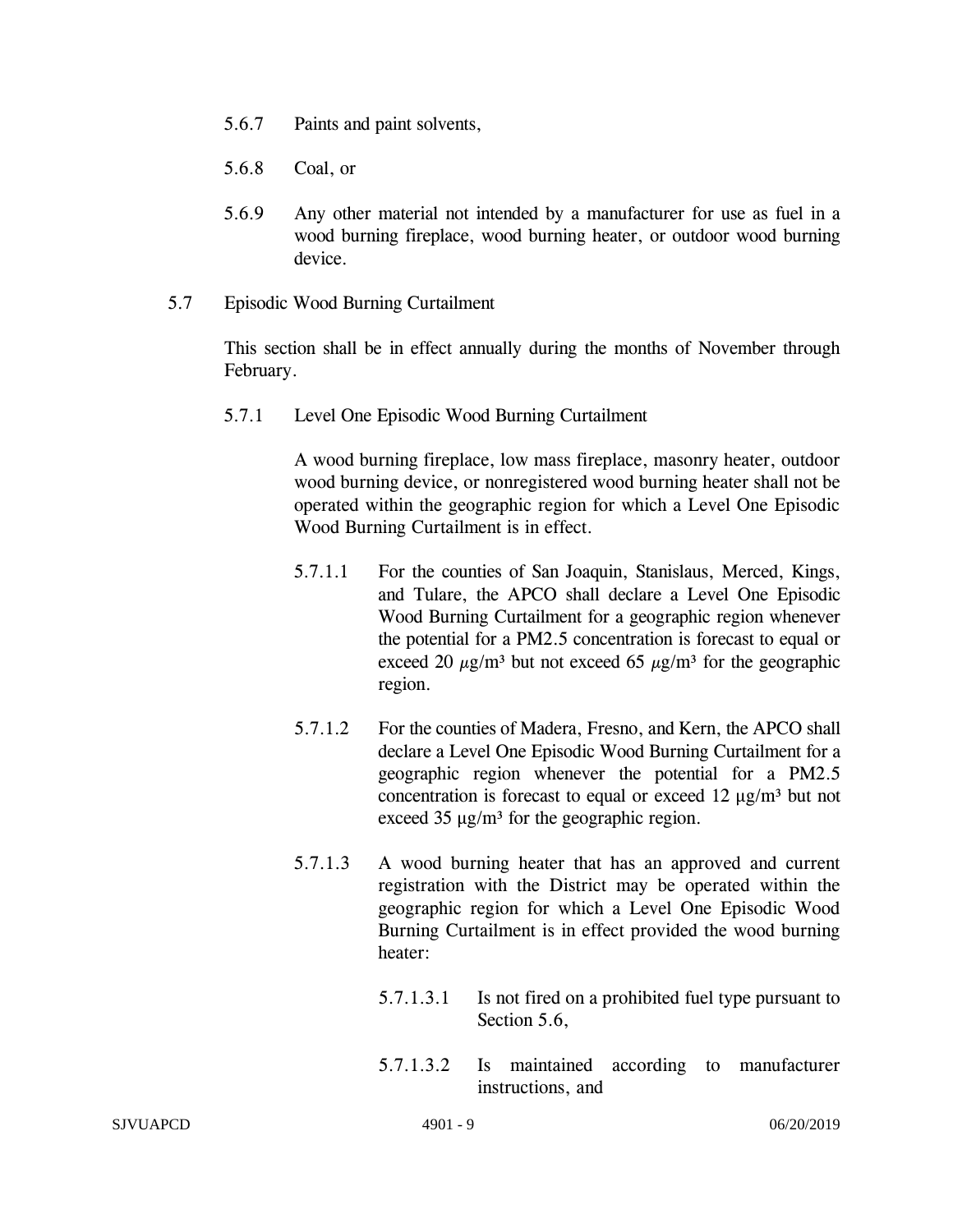5.6.7 Paints and paint solvents,

5.6.8 Coal, or

5.6.9 Any other material not intended by a manufacturer for use as fuel in a wood burning fireplace, wood burning heater, or outdoor wood burning device.

5.7 Episodic Wood Burning Curtailment

This section shall be in effect annually during the months of November through February.

5.7.1 Level One Episodic Wood Burning Curtailment

A wood burning fireplace, low mass fireplace, masonry heater, outdoor wood burning device, or nonregistered wood burning heater shall not be operated within the geographic region for which a Level One Episodic Wood Burning Curtailment is in effect.

5.7.1.1 For the counties of San Joaquin, Stanislaus, Merced, Kings, and Tulare, the APCO shall declare a Level One Episodic Wood Burning Curtailment for a geographic region whenever the potential for a PM2.5 concentration is forecast to equal or exceed 20 $\mu g/m^3$ but not exceed 65 $\mu g/m^3$ for the geographic region.

5.7.1.2 For the counties of Madera, Fresno, and Kern, the APCO shall declare a Level One Episodic Wood Burning Curtailment for a geographic region whenever the potential for a PM2.5 concentration is forecast to equal or exceed 12 $\mu g/m^3$ but not exceed 35 $\mu g/m^3$ for the geographic region.

5.7.1.3 A wood burning heater that has an approved and current registration with the District may be operated within the geographic region for which a Level One Episodic Wood Burning Curtailment is in effect provided the wood burning heater:

5.7.1.3.1 Is not fired on a prohibited fuel type pursuant to Section 5.6,

5.7.1.3.2 Is maintained according to manufacturer instructions, and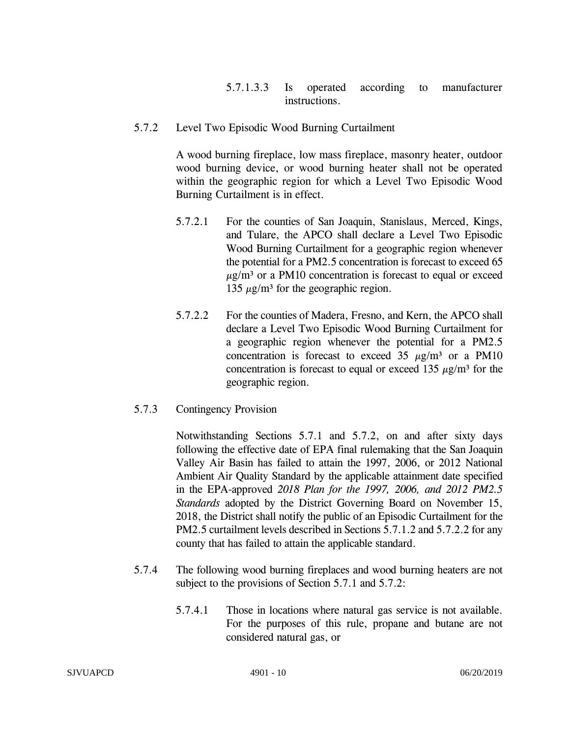5.7.1.3.3 Is operated according to manufacturer instructions.

5.7.2 Level Two Episodic Wood Burning Curtailment

A wood burning fireplace, low mass fireplace, masonry heater, outdoor wood burning device, or wood burning heater shall not be operated within the geographic region for which a Level Two Episodic Wood Burning Curtailment is in effect.

5.7.2.1 For the counties of San Joaquin, Stanislaus, Merced, Kings, and Tulare, the APCO shall declare a Level Two Episodic Wood Burning Curtailment for a geographic region whenever the potential for a PM2.5 concentration is forecast to exceed 65 $\mu g/m^3$ or a PM10 concentration is forecast to equal or exceed 135 $\mu g/m^3$ for the geographic region.

5.7.2.2 For the counties of Madera, Fresno, and Kern, the APCO shall declare a Level Two Episodic Wood Burning Curtailment for a geographic region whenever the potential for a PM2.5 concentration is forecast to exceed 35 $\mu g/m^3$ or a PM10 concentration is forecast to equal or exceed 135 $\mu g/m^3$ for the geographic region.

5.7.3 Contingency Provision

Notwithstanding Sections 5.7.1 and 5.7.2, on and after sixty days following the effective date of EPA final rulemaking that the San Joaquin Valley Air Basin has failed to attain the 1997, 2006, or 2012 National Ambient Air Quality Standard by the applicable attainment date specified in the EPA-approved *2018 Plan for the 1997, 2006, and 2012 PM2.5 Standards* adopted by the District Governing Board on November 15, 2018, the District shall notify the public of an Episodic Curtailment for the PM2.5 curtailment levels described in Sections 5.7.1.2 and 5.7.2.2 for any county that has failed to attain the applicable standard.

5.7.4 The following wood burning fireplaces and wood burning heaters are not subject to the provisions of Section 5.7.1 and 5.7.2:

5.7.4.1 Those in locations where natural gas service is not available. For the purposes of this rule, propane and butane are not considered natural gas, or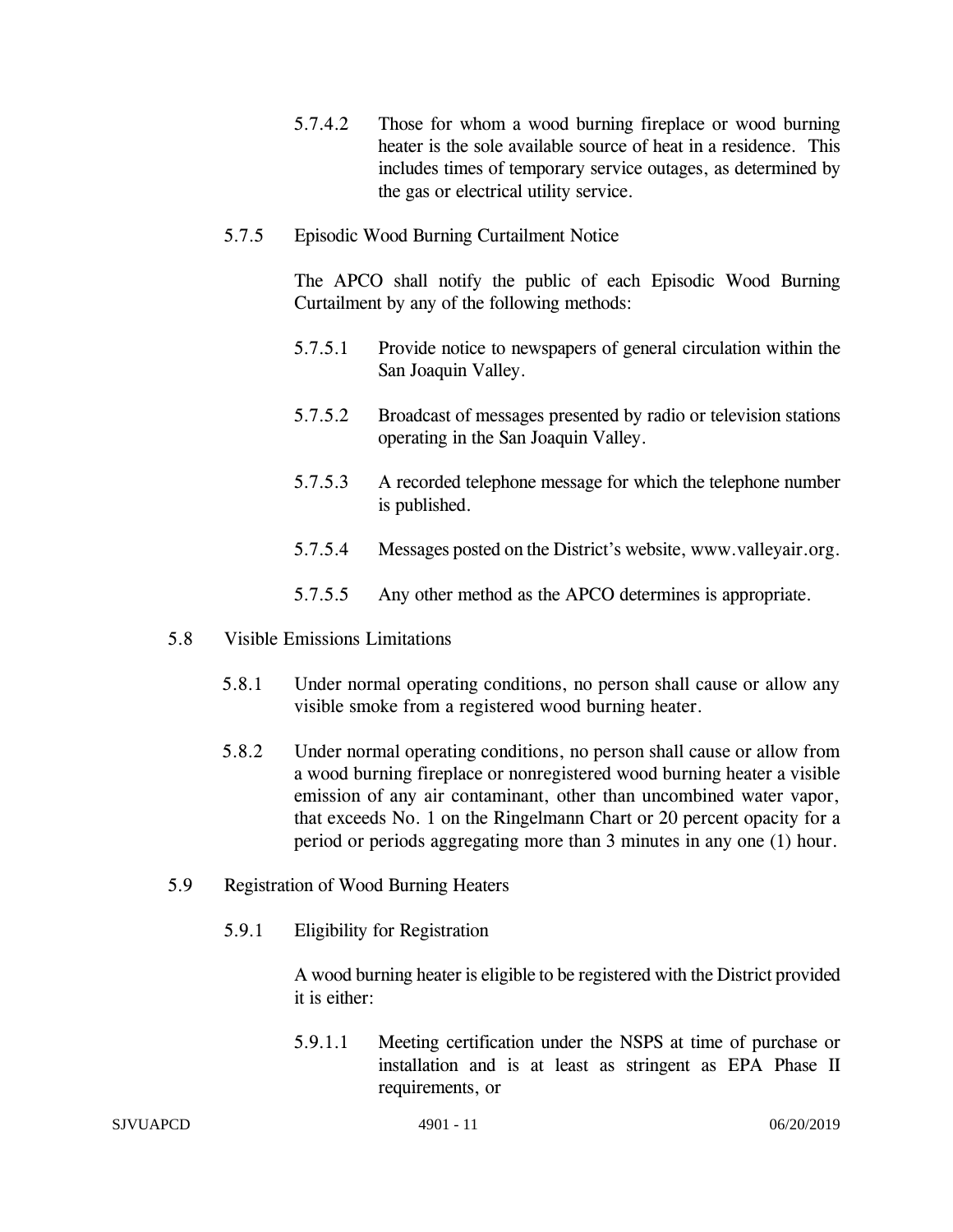5.7.4.2 Those for whom a wood burning fireplace or wood burning heater is the sole available source of heat in a residence. This includes times of temporary service outages, as determined by the gas or electrical utility service.

5.7.5 Episodic Wood Burning Curtailment Notice

The APCO shall notify the public of each Episodic Wood Burning Curtailment by any of the following methods:

5.7.5.1 Provide notice to newspapers of general circulation within the San Joaquin Valley.

5.7.5.2 Broadcast of messages presented by radio or television stations operating in the San Joaquin Valley.

5.7.5.3 A recorded telephone message for which the telephone number is published.

5.7.5.4 Messages posted on the District's website, www.valleyair.org.

5.7.5.5 Any other method as the APCO determines is appropriate.

5.8 Visible Emissions Limitations

5.8.1 Under normal operating conditions, no person shall cause or allow any visible smoke from a registered wood burning heater.

5.8.2 Under normal operating conditions, no person shall cause or allow from a wood burning fireplace or nonregistered wood burning heater a visible emission of any air contaminant, other than uncombined water vapor, that exceeds No. 1 on the Ringelmann Chart or 20 percent opacity for a period or periods aggregating more than 3 minutes in any one (1) hour.

5.9 Registration of Wood Burning Heaters

5.9.1 Eligibility for Registration

A wood burning heater is eligible to be registered with the District provided it is either:

5.9.1.1 Meeting certification under the NSPS at time of purchase or installation and is at least as stringent as EPA Phase II requirements, or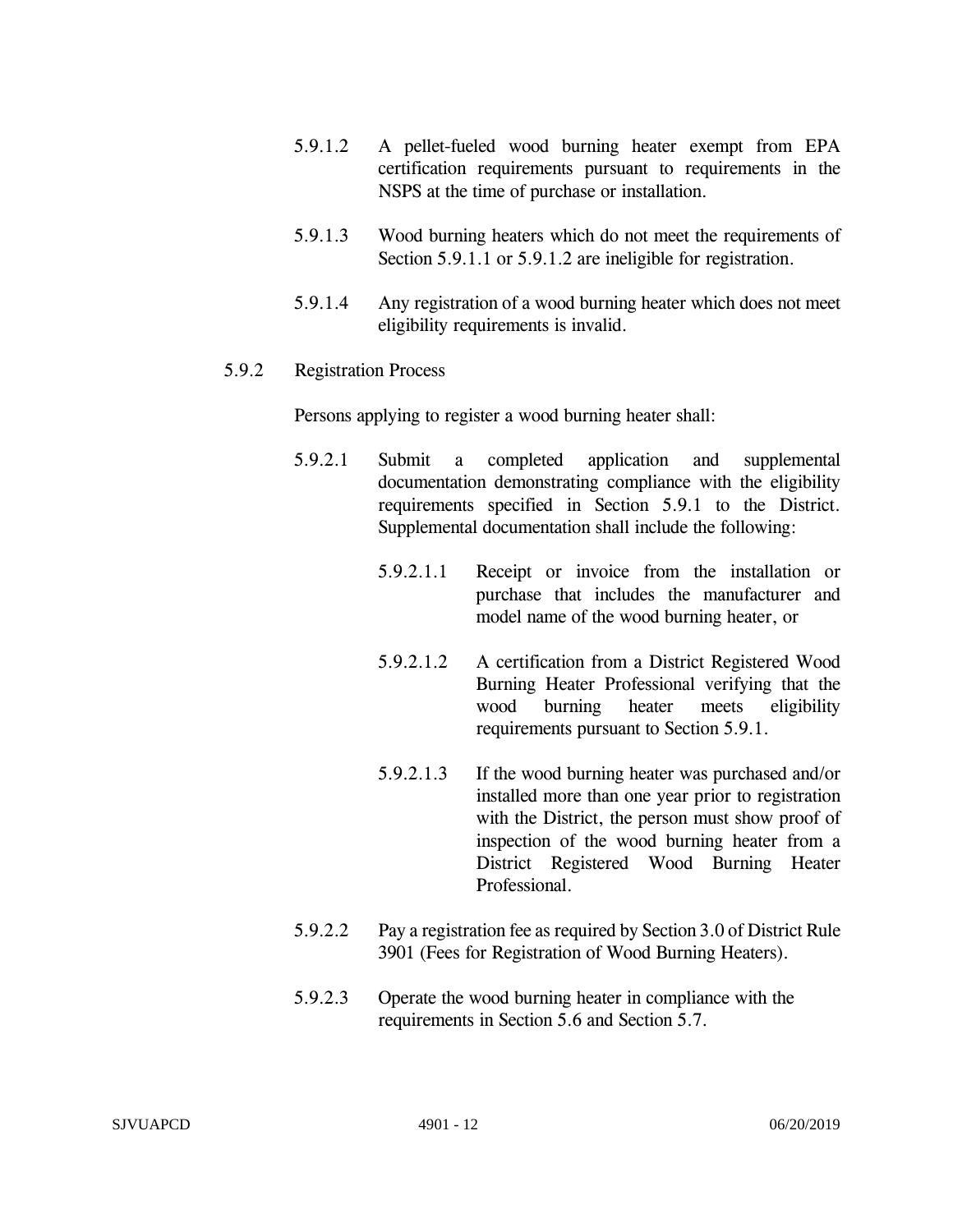5.9.1.2 A pellet-fueled wood burning heater exempt from EPA certification requirements pursuant to requirements in the NSPS at the time of purchase or installation.

5.9.1.3 Wood burning heaters which do not meet the requirements of Section 5.9.1.1 or 5.9.1.2 are ineligible for registration.

5.9.1.4 Any registration of a wood burning heater which does not meet eligibility requirements is invalid.

5.9.2 Registration Process

Persons applying to register a wood burning heater shall:

5.9.2.1 Submit a completed application and supplemental documentation demonstrating compliance with the eligibility requirements specified in Section 5.9.1 to the District. Supplemental documentation shall include the following:

5.9.2.1.1 Receipt or invoice from the installation or purchase that includes the manufacturer and model name of the wood burning heater, or

5.9.2.1.2 A certification from a District Registered Wood Burning Heater Professional verifying that the wood burning heater meets eligibility requirements pursuant to Section 5.9.1.

5.9.2.1.3 If the wood burning heater was purchased and/or installed more than one year prior to registration with the District, the person must show proof of inspection of the wood burning heater from a District Registered Wood Burning Heater Professional.

5.9.2.2 Pay a registration fee as required by Section 3.0 of District Rule 3901 (Fees for Registration of Wood Burning Heaters).

5.9.2.3 Operate the wood burning heater in compliance with the requirements in Section 5.6 and Section 5.7.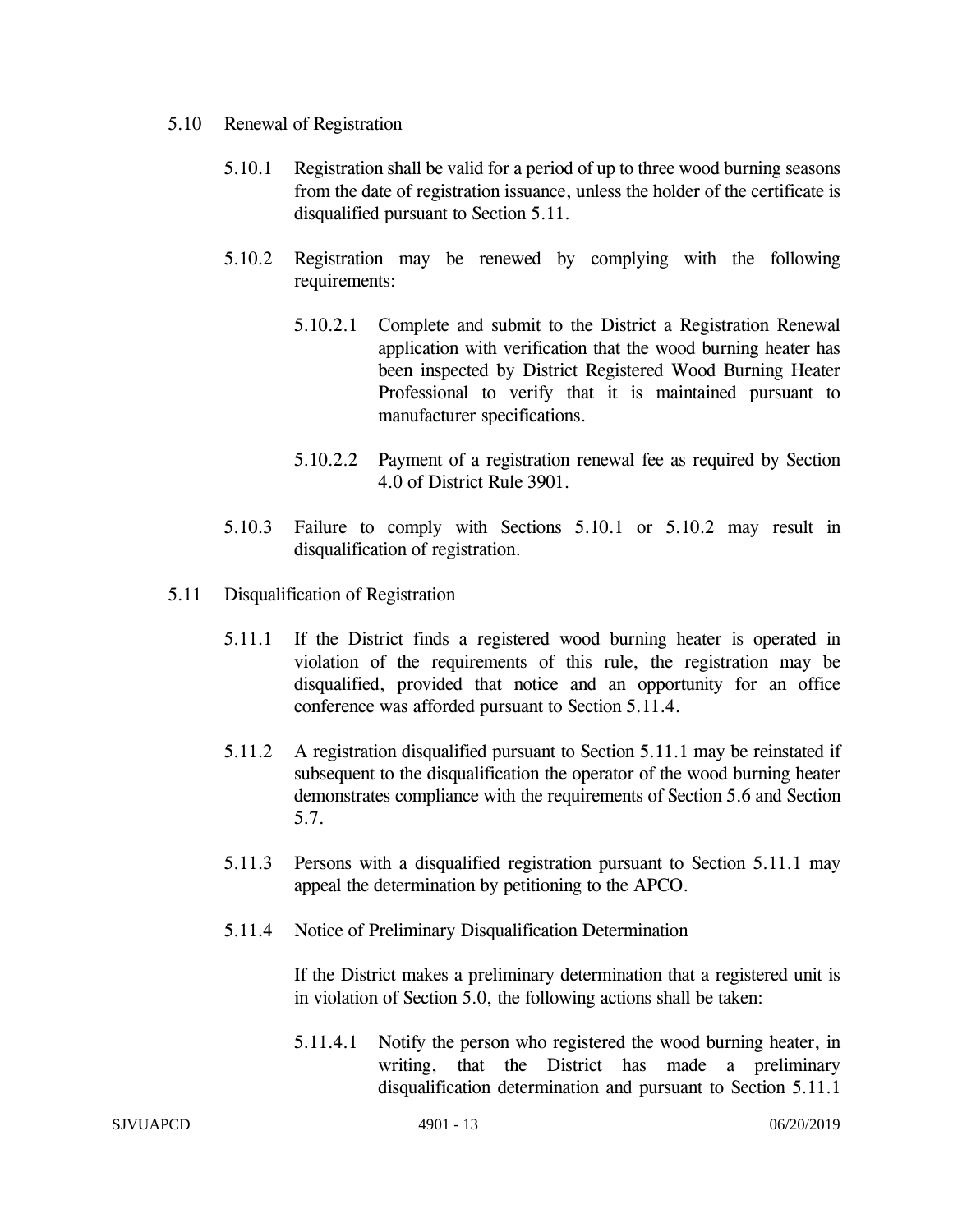### 5.10 Renewal of Registration

5.10.1 Registration shall be valid for a period of up to three wood burning seasons from the date of registration issuance, unless the holder of the certificate is disqualified pursuant to Section 5.11.

5.10.2 Registration may be renewed by complying with the following requirements:

5.10.2.1 Complete and submit to the District a Registration Renewal application with verification that the wood burning heater has been inspected by District Registered Wood Burning Heater Professional to verify that it is maintained pursuant to manufacturer specifications.

5.10.2.2 Payment of a registration renewal fee as required by Section 4.0 of District Rule 3901.

5.10.3 Failure to comply with Sections 5.10.1 or 5.10.2 may result in disqualification of registration.

### 5.11 Disqualification of Registration

5.11.1 If the District finds a registered wood burning heater is operated in violation of the requirements of this rule, the registration may be disqualified, provided that notice and an opportunity for an office conference was afforded pursuant to Section 5.11.4.

5.11.2 A registration disqualified pursuant to Section 5.11.1 may be reinstated if subsequent to the disqualification the operator of the wood burning heater demonstrates compliance with the requirements of Section 5.6 and Section 5.7.

5.11.3 Persons with a disqualified registration pursuant to Section 5.11.1 may appeal the determination by petitioning to the APCO.

5.11.4 Notice of Preliminary Disqualification Determination

If the District makes a preliminary determination that a registered unit is in violation of Section 5.0, the following actions shall be taken:

5.11.4.1 Notify the person who registered the wood burning heater, in writing, that the District has made a preliminary disqualification determination and pursuant to Section 5.11.1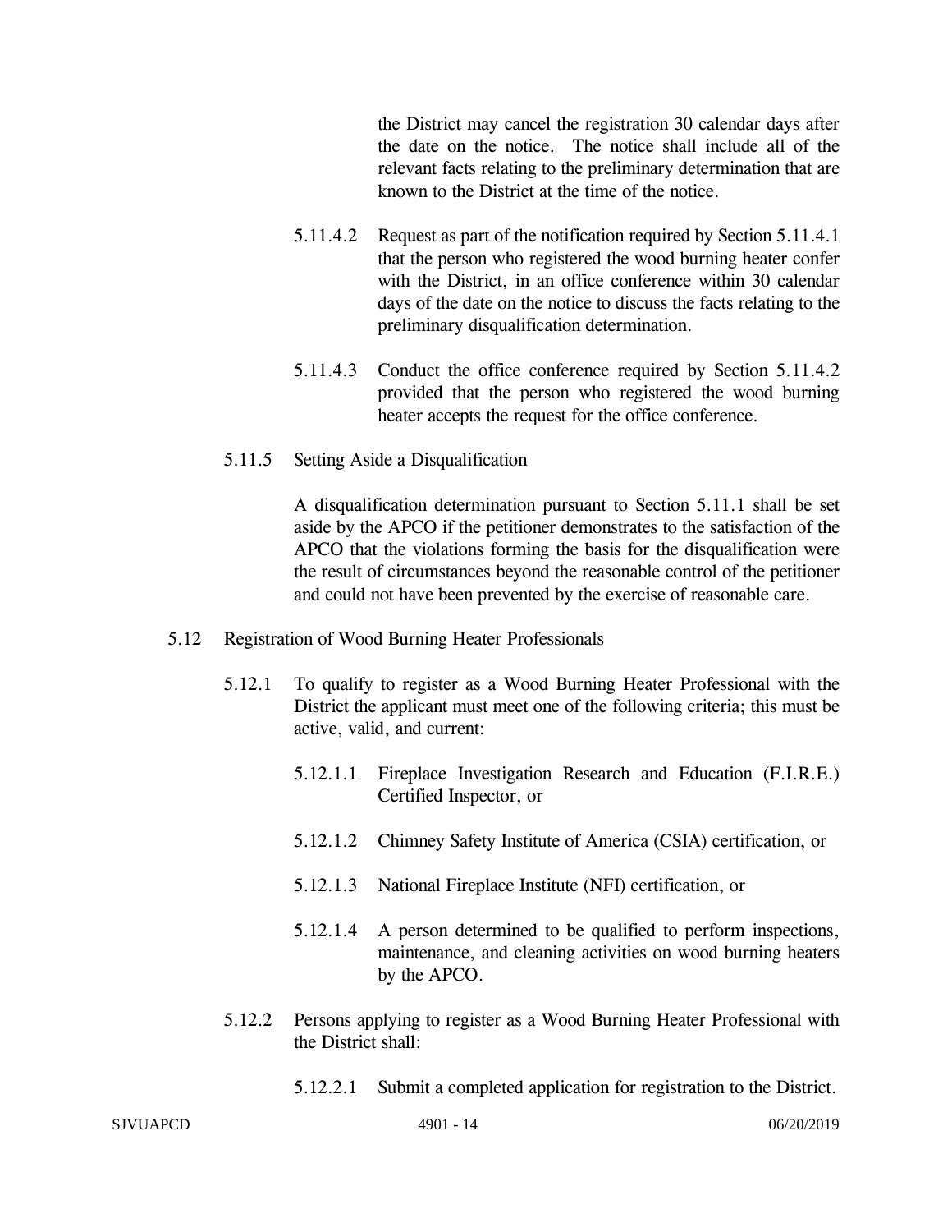the District may cancel the registration 30 calendar days after the date on the notice. The notice shall include all of the relevant facts relating to the preliminary determination that are known to the District at the time of the notice.

5.11.4.2 Request as part of the notification required by Section 5.11.4.1 that the person who registered the wood burning heater confer with the District, in an office conference within 30 calendar days of the date on the notice to discuss the facts relating to the preliminary disqualification determination.

5.11.4.3 Conduct the office conference required by Section 5.11.4.2 provided that the person who registered the wood burning heater accepts the request for the office conference.

5.11.5 Setting Aside a Disqualification

A disqualification determination pursuant to Section 5.11.1 shall be set aside by the APCO if the petitioner demonstrates to the satisfaction of the APCO that the violations forming the basis for the disqualification were the result of circumstances beyond the reasonable control of the petitioner and could not have been prevented by the exercise of reasonable care.

5.12 Registration of Wood Burning Heater Professionals

5.12.1 To qualify to register as a Wood Burning Heater Professional with the District the applicant must meet one of the following criteria; this must be active, valid, and current:

5.12.1.1 Fireplace Investigation Research and Education (F.I.R.E.) Certified Inspector, or

5.12.1.2 Chimney Safety Institute of America (CSIA) certification, or

5.12.1.3 National Fireplace Institute (NFI) certification, or

5.12.1.4 A person determined to be qualified to perform inspections, maintenance, and cleaning activities on wood burning heaters by the APCO.

5.12.2 Persons applying to register as a Wood Burning Heater Professional with the District shall:

5.12.2.1 Submit a completed application for registration to the District.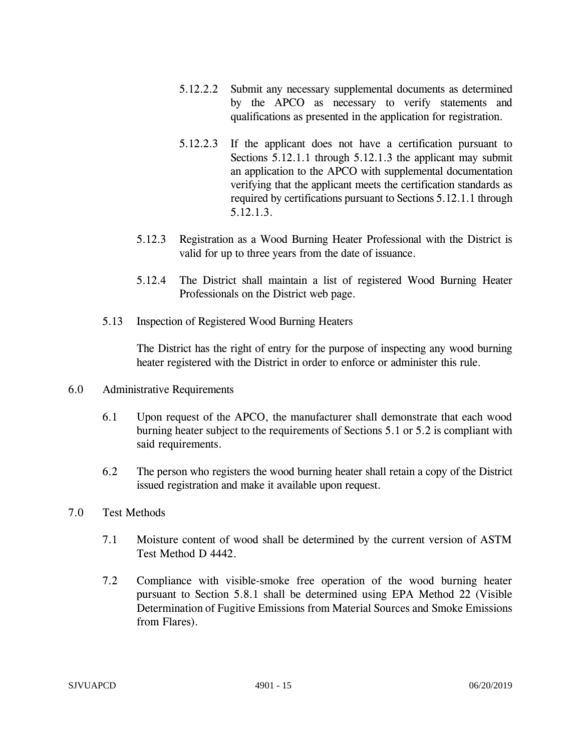5.12.2.2 Submit any necessary supplemental documents as determined by the APCO as necessary to verify statements and qualifications as presented in the application for registration.

5.12.2.3 If the applicant does not have a certification pursuant to Sections 5.12.1.1 through 5.12.1.3 the applicant may submit an application to the APCO with supplemental documentation verifying that the applicant meets the certification standards as required by certifications pursuant to Sections 5.12.1.1 through 5.12.1.3.

5.12.3 Registration as a Wood Burning Heater Professional with the District is valid for up to three years from the date of issuance.

5.12.4 The District shall maintain a list of registered Wood Burning Heater Professionals on the District web page.

5.13 Inspection of Registered Wood Burning Heaters

The District has the right of entry for the purpose of inspecting any wood burning heater registered with the District in order to enforce or administer this rule.

## 6.0 Administrative Requirements

6.1 Upon request of the APCO, the manufacturer shall demonstrate that each wood burning heater subject to the requirements of Sections 5.1 or 5.2 is compliant with said requirements.

6.2 The person who registers the wood burning heater shall retain a copy of the District issued registration and make it available upon request.

## 7.0 Test Methods

7.1 Moisture content of wood shall be determined by the current version of ASTM Test Method D 4442.

7.2 Compliance with visible-smoke free operation of the wood burning heater pursuant to Section 5.8.1 shall be determined using EPA Method 22 (Visible Determination of Fugitive Emissions from Material Sources and Smoke Emissions from Flares).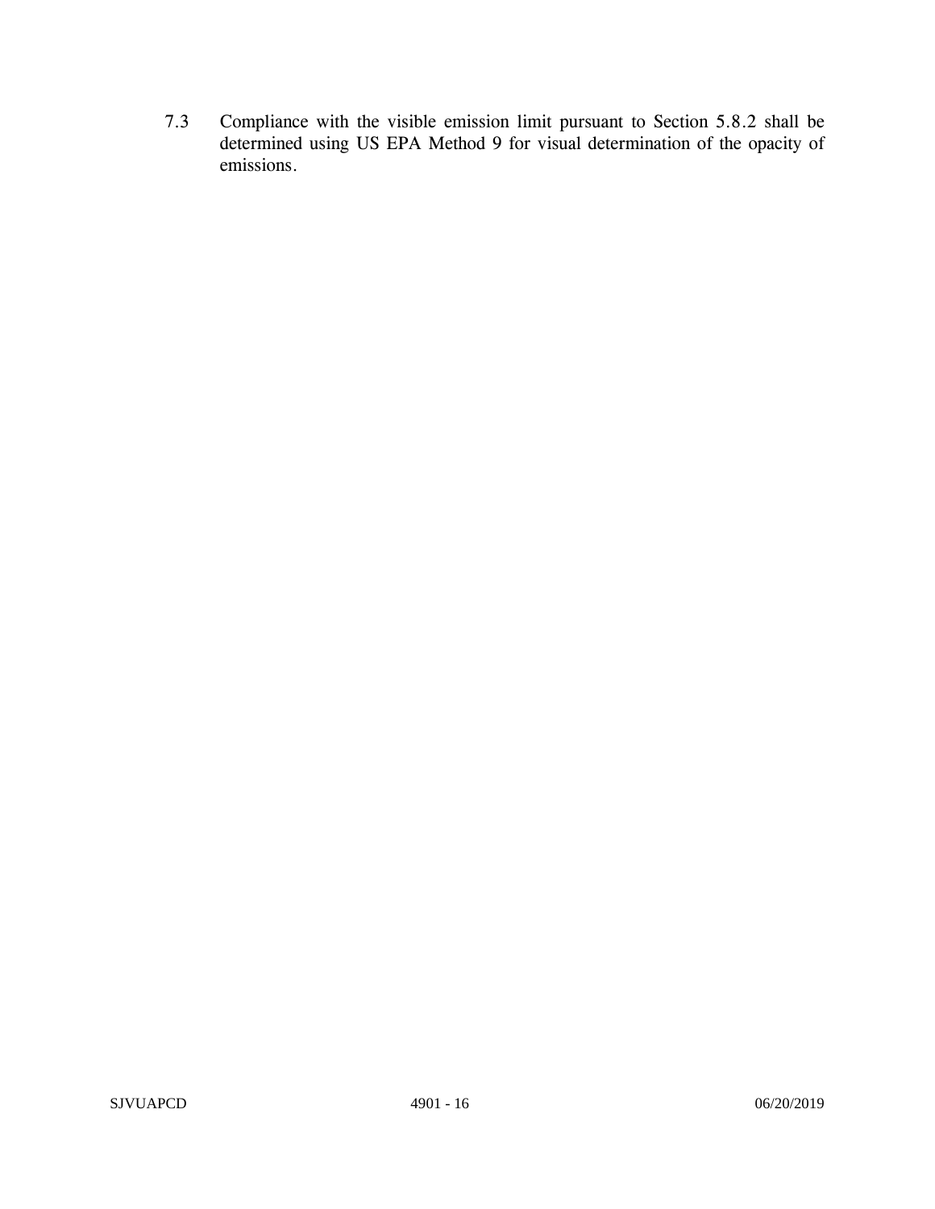7.3 Compliance with the visible emission limit pursuant to Section 5.8.2 shall be determined using US EPA Method 9 for visual determination of the opacity of emissions.